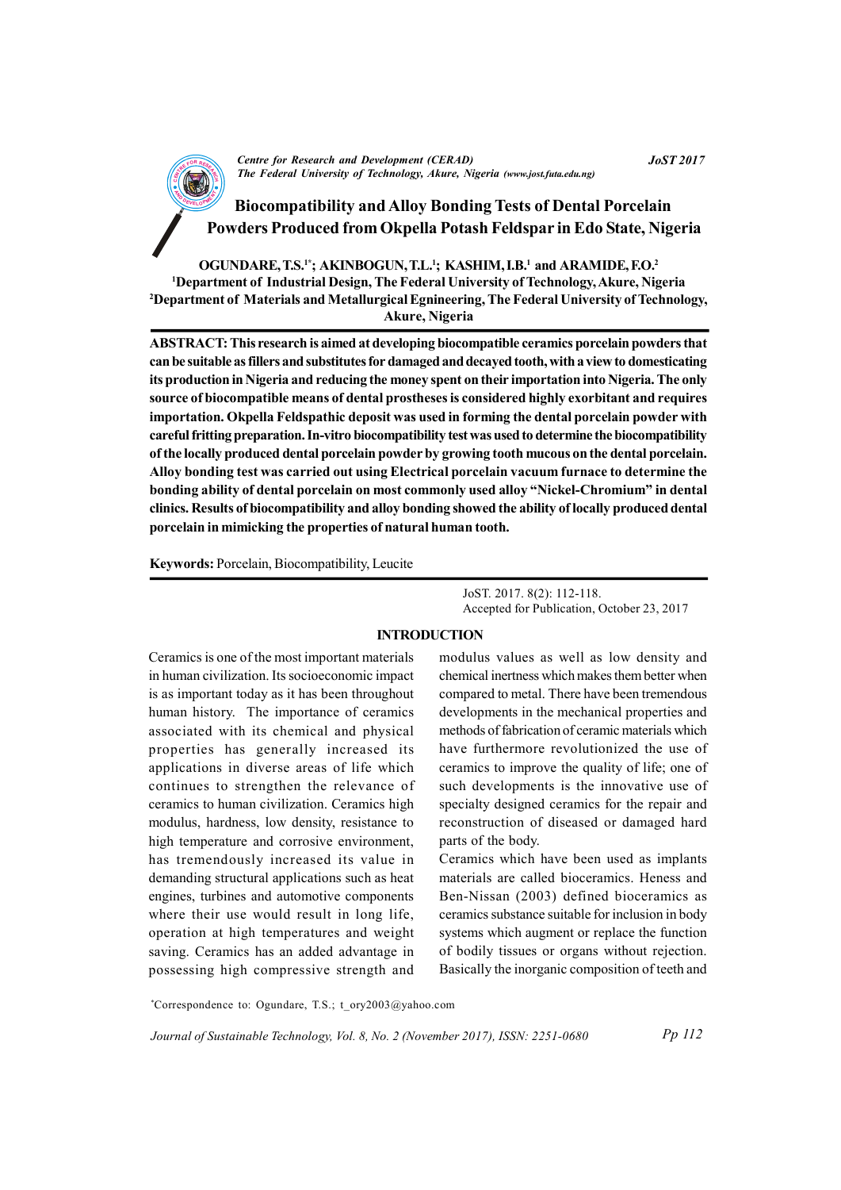Centre for Research and Development (CERAD)
The Federal University of Technology, Akure, Nigeria (www.jost.futa.edu.ng)

# Biocompatibility and Alloy Bonding Tests of Dental Porcelain Powders Produced from Okpella Potash Feldspar in Edo State, Nigeria

**OGUNDARE, T.S.[1*]; AKINBOGUN, T.L.[1]; KASHIM, I.B.[1] and ARAMIDE, F.O.[2]**

[1]Department of Industrial Design, The Federal University of Technology, Akure, Nigeria
[2]Department of Materials and Metallurgical Egnineering, The Federal University of Technology, Akure, Nigeria

**ABSTRACT: This research is aimed at developing biocompatible ceramics porcelain powders that can be suitable as fillers and substitutes for damaged and decayed tooth, with a view to domesticating its production in Nigeria and reducing the money spent on their importation into Nigeria. The only source of biocompatible means of dental prostheses is considered highly exorbitant and requires importation. Okpella Feldspathic deposit was used in forming the dental porcelain powder with careful fritting preparation. In-vitro biocompatibility test was used to determine the biocompatibility of the locally produced dental porcelain powder by growing tooth mucous on the dental porcelain. Alloy bonding test was carried out using Electrical porcelain vacuum furnace to determine the bonding ability of dental porcelain on most commonly used alloy "Nickel-Chromium" in dental clinics. Results of biocompatibility and alloy bonding showed the ability of locally produced dental porcelain in mimicking the properties of natural human tooth.**

**Keywords:** Porcelain, Biocompatibility, Leucite

JoST. 2017. 8(2): 112-118.
Accepted for Publication, October 23, 2017

## INTRODUCTION

Ceramics is one of the most important materials in human civilization. Its socioeconomic impact is as important today as it has been throughout human history. The importance of ceramics associated with its chemical and physical properties has generally increased its applications in diverse areas of life which continues to strengthen the relevance of ceramics to human civilization. Ceramics high modulus, hardness, low density, resistance to high temperature and corrosive environment, has tremendously increased its value in demanding structural applications such as heat engines, turbines and automotive components where their use would result in long life, operation at high temperatures and weight saving. Ceramics has an added advantage in possessing high compressive strength and modulus values as well as low density and chemical inertness which makes them better when compared to metal. There have been tremendous developments in the mechanical properties and methods of fabrication of ceramic materials which have furthermore revolutionized the use of ceramics to improve the quality of life; one of such developments is the innovative use of specialty designed ceramics for the repair and reconstruction of diseased or damaged hard parts of the body.

Ceramics which have been used as implants materials are called bioceramics. Heness and Ben-Nissan (2003) defined bioceramics as ceramics substance suitable for inclusion in body systems which augment or replace the function of bodily tissues or organs without rejection. Basically the inorganic composition of teeth and

*Correspondence to: Ogundare, T.S.; t_ory2003@yahoo.com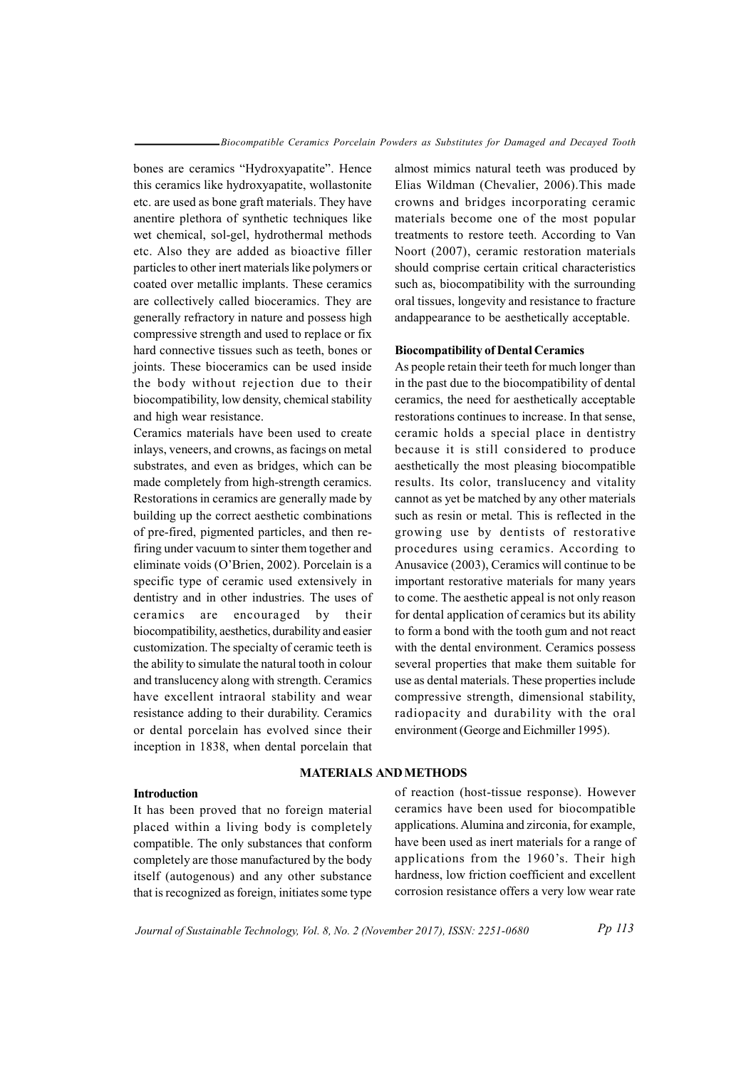bones are ceramics "Hydroxyapatite". Hence this ceramics like hydroxyapatite, wollastonite etc. are used as bone graft materials. They have anentire plethora of synthetic techniques like wet chemical, sol-gel, hydrothermal methods etc. Also they are added as bioactive filler particles to other inert materials like polymers or coated over metallic implants. These ceramics are collectively called bioceramics. They are generally refractory in nature and possess high compressive strength and used to replace or fix hard connective tissues such as teeth, bones or joints. These bioceramics can be used inside the body without rejection due to their biocompatibility, low density, chemical stability and high wear resistance.

Ceramics materials have been used to create inlays, veneers, and crowns, as facings on metal substrates, and even as bridges, which can be made completely from high-strength ceramics. Restorations in ceramics are generally made by building up the correct aesthetic combinations of pre-fired, pigmented particles, and then re-firing under vacuum to sinter them together and eliminate voids (O'Brien, 2002). Porcelain is a specific type of ceramic used extensively in dentistry and in other industries. The uses of ceramics are encouraged by their biocompatibility, aesthetics, durability and easier customization. The specialty of ceramic teeth is the ability to simulate the natural tooth in colour and translucency along with strength. Ceramics have excellent intraoral stability and wear resistance adding to their durability. Ceramics or dental porcelain has evolved since their inception in 1838, when dental porcelain that almost mimics natural teeth was produced by Elias Wildman (Chevalier, 2006).This made crowns and bridges incorporating ceramic materials become one of the most popular treatments to restore teeth. According to Van Noort (2007), ceramic restoration materials should comprise certain critical characteristics such as, biocompatibility with the surrounding oral tissues, longevity and resistance to fracture andappearance to be aesthetically acceptable.

**Biocompatibility of Dental Ceramics**

As people retain their teeth for much longer than in the past due to the biocompatibility of dental ceramics, the need for aesthetically acceptable restorations continues to increase. In that sense, ceramic holds a special place in dentistry because it is still considered to produce aesthetically the most pleasing biocompatible results. Its color, translucency and vitality cannot as yet be matched by any other materials such as resin or metal. This is reflected in the growing use by dentists of restorative procedures using ceramics. According to Anusavice (2003), Ceramics will continue to be important restorative materials for many years to come. The aesthetic appeal is not only reason for dental application of ceramics but its ability to form a bond with the tooth gum and not react with the dental environment. Ceramics possess several properties that make them suitable for use as dental materials. These properties include compressive strength, dimensional stability, radiopacity and durability with the oral environment (George and Eichmiller 1995).

## MATERIALS AND METHODS

**Introduction**

It has been proved that no foreign material placed within a living body is completely compatible. The only substances that conform completely are those manufactured by the body itself (autogenous) and any other substance that is recognized as foreign, initiates some type of reaction (host-tissue response). However ceramics have been used for biocompatible applications. Alumina and zirconia, for example, have been used as inert materials for a range of applications from the 1960's. Their high hardness, low friction coefficient and excellent corrosion resistance offers a very low wear rate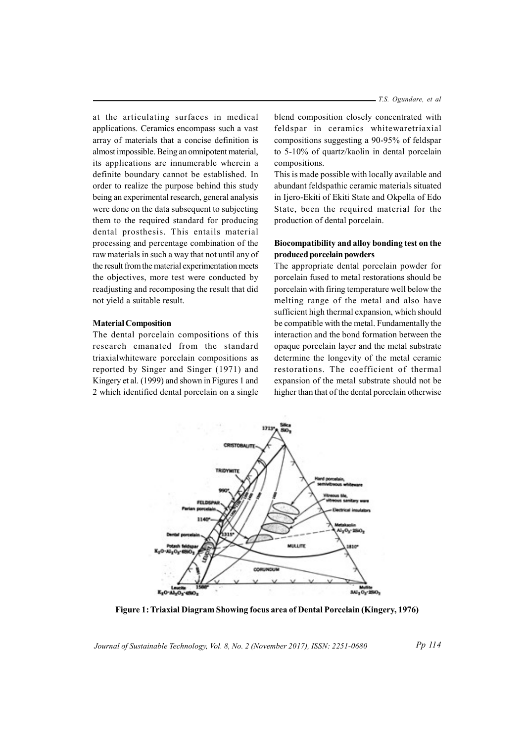at the articulating surfaces in medical applications. Ceramics encompass such a vast array of materials that a concise definition is almost impossible. Being an omnipotent material, its applications are innumerable wherein a definite boundary cannot be established. In order to realize the purpose behind this study being an experimental research, general analysis were done on the data subsequent to subjecting them to the required standard for producing dental prosthesis. This entails material processing and percentage combination of the raw materials in such a way that not until any of the result from the material experimentation meets the objectives, more test were conducted by readjusting and recomposing the result that did not yield a suitable result.

### Material Composition

The dental porcelain compositions of this research emanated from the standard triaxialwhiteware porcelain compositions as reported by Singer and Singer (1971) and Kingery et al. (1999) and shown in Figures 1 and 2 which identified dental porcelain on a single blend composition closely concentrated with feldspar in ceramics whitewaretriaxial compositions suggesting a 90-95% of feldspar to 5-10% of quartz/kaolin in dental porcelain compositions.

This is made possible with locally available and abundant feldspathic ceramic materials situated in Ijero-Ekiti of Ekiti State and Okpella of Edo State, been the required material for the production of dental porcelain.

### Biocompatibility and alloy bonding test on the produced porcelain powders

The appropriate dental porcelain powder for porcelain fused to metal restorations should be porcelain with firing temperature well below the melting range of the metal and also have sufficient high thermal expansion, which should be compatible with the metal. Fundamentally the interaction and the bond formation between the opaque porcelain layer and the metal substrate determine the longevity of the metal ceramic restorations. The coefficient of thermal expansion of the metal substrate should not be higher than that of the dental porcelain otherwise

**Figure 1: Triaxial Diagram Showing focus area of Dental Porcelain (Kingery, 1976)**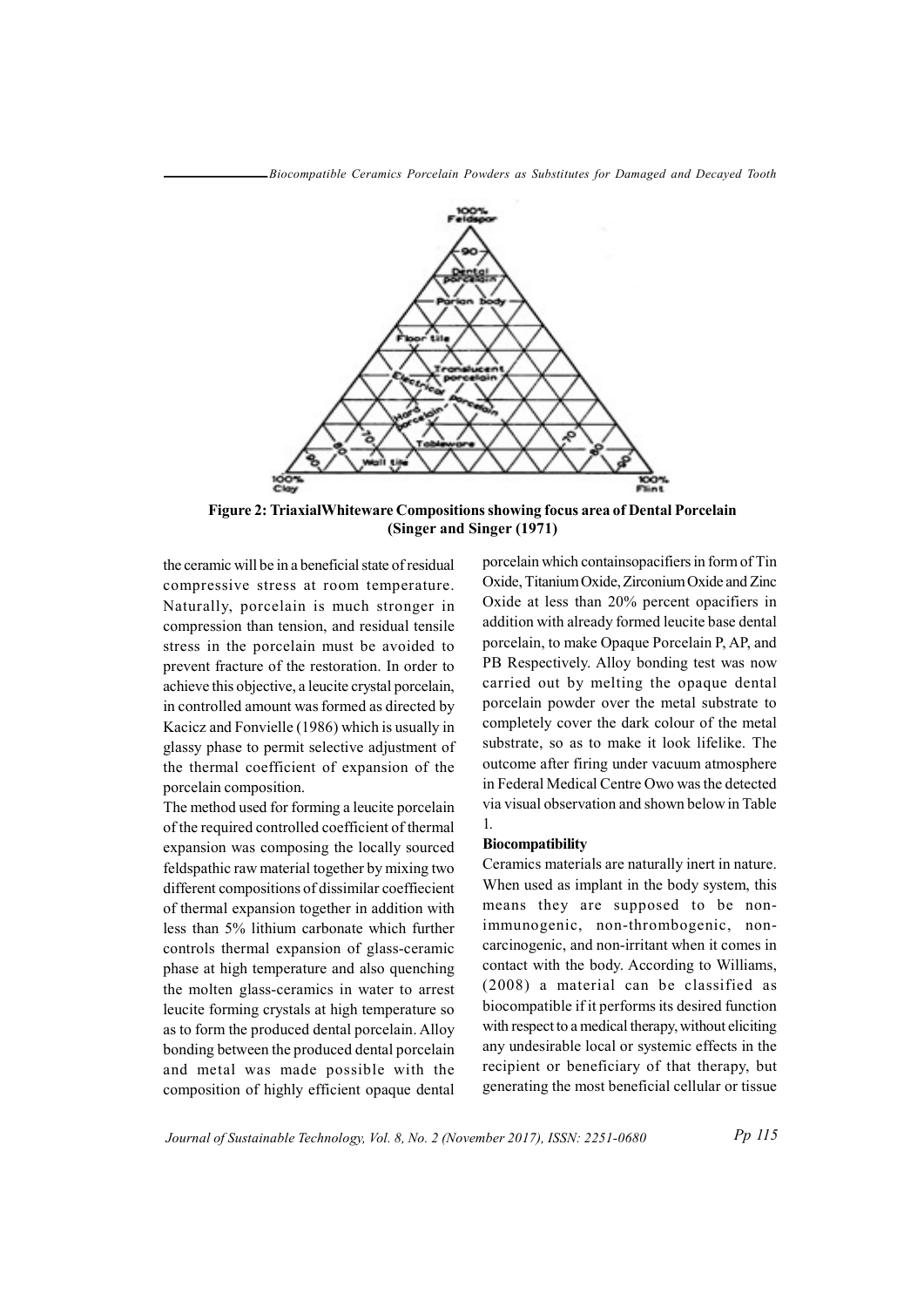**Figure 2: TriaxialWhiteware Compositions showing focus area of Dental Porcelain (Singer and Singer (1971)**

the ceramic will be in a beneficial state of residual compressive stress at room temperature. Naturally, porcelain is much stronger in compression than tension, and residual tensile stress in the porcelain must be avoided to prevent fracture of the restoration. In order to achieve this objective, a leucite crystal porcelain, in controlled amount was formed as directed by Kacicz and Fonvielle (1986) which is usually in glassy phase to permit selective adjustment of the thermal coefficient of expansion of the porcelain composition.

The method used for forming a leucite porcelain of the required controlled coefficient of thermal expansion was composing the locally sourced feldspathic raw material together by mixing two different compositions of dissimilar coeffiecient of thermal expansion together in addition with less than 5% lithium carbonate which further controls thermal expansion of glass-ceramic phase at high temperature and also quenching the molten glass-ceramics in water to arrest leucite forming crystals at high temperature so as to form the produced dental porcelain. Alloy bonding between the produced dental porcelain and metal was made possible with the composition of highly efficient opaque dental porcelain which containsopacifiers in form of Tin Oxide, Titanium Oxide, Zirconium Oxide and Zinc Oxide at less than 20% percent opacifiers in addition with already formed leucite base dental porcelain, to make Opaque Porcelain P, AP, and PB Respectively. Alloy bonding test was now carried out by melting the opaque dental porcelain powder over the metal substrate to completely cover the dark colour of the metal substrate, so as to make it look lifelike. The outcome after firing under vacuum atmosphere in Federal Medical Centre Owo was the detected via visual observation and shown below in Table 1.

**Biocompatibility**

Ceramics materials are naturally inert in nature. When used as implant in the body system, this means they are supposed to be non-immunogenic, non-thrombogenic, non-carcinogenic, and non-irritant when it comes in contact with the body. According to Williams, (2008) a material can be classified as biocompatible if it performs its desired function with respect to a medical therapy, without eliciting any undesirable local or systemic effects in the recipient or beneficiary of that therapy, but generating the most beneficial cellular or tissue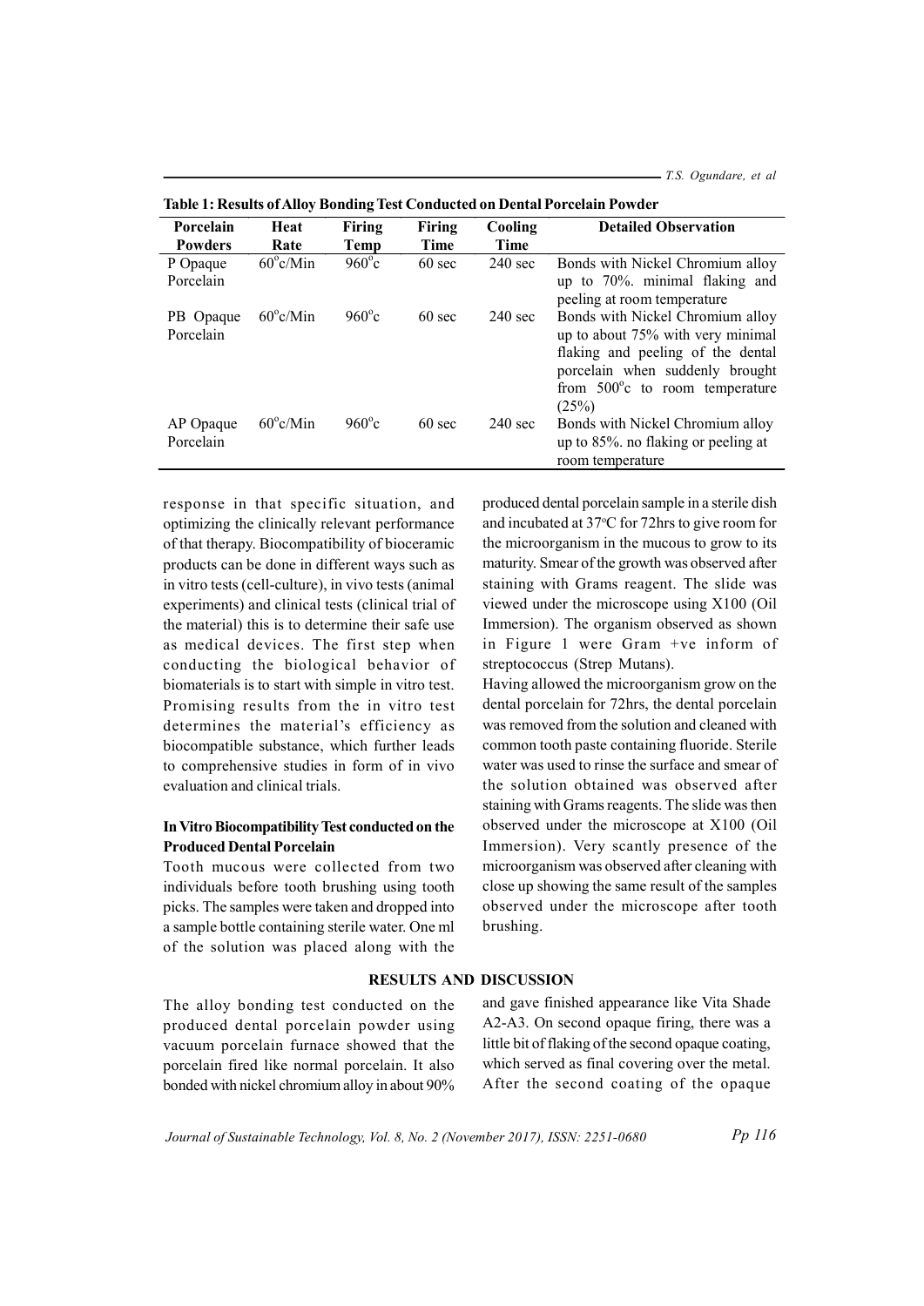**Table 1: Results of Alloy Bonding Test Conducted on Dental Porcelain Powder**

| Porcelain Powders | Heat Rate | Firing Temp | Firing Time | Cooling Time | Detailed Observation |
|---|---|---|---|---|---|
| P Opaque Porcelain | $60^{o}$c/Min | $960^{o}$c | 60 sec | 240 sec | Bonds with Nickel Chromium alloy up to 70%. minimal flaking and peeling at room temperature |
| PB Opaque Porcelain | $60^{o}$c/Min | $960^{o}$c | 60 sec | 240 sec | Bonds with Nickel Chromium alloy up to about 75% with very minimal flaking and peeling of the dental porcelain when suddenly brought from $500^{o}$c to room temperature (25%) |
| AP Opaque Porcelain | $60^{o}$c/Min | $960^{o}$c | 60 sec | 240 sec | Bonds with Nickel Chromium alloy up to 85%. no flaking or peeling at room temperature |

response in that specific situation, and optimizing the clinically relevant performance of that therapy. Biocompatibility of bioceramic products can be done in different ways such as in vitro tests (cell-culture), in vivo tests (animal experiments) and clinical tests (clinical trial of the material) this is to determine their safe use as medical devices. The first step when conducting the biological behavior of biomaterials is to start with simple in vitro test. Promising results from the in vitro test determines the material's efficiency as biocompatible substance, which further leads to comprehensive studies in form of in vivo evaluation and clinical trials.

### In Vitro Biocompatibility Test conducted on the Produced Dental Porcelain

Tooth mucous were collected from two individuals before tooth brushing using tooth picks. The samples were taken and dropped into a sample bottle containing sterile water. One ml of the solution was placed along with the produced dental porcelain sample in a sterile dish and incubated at 37°C for 72hrs to give room for the microorganism in the mucous to grow to its maturity. Smear of the growth was observed after staining with Grams reagent. The slide was viewed under the microscope using X100 (Oil Immersion). The organism observed as shown in Figure 1 were Gram +ve inform of streptococcus (Strep Mutans).

Having allowed the microorganism grow on the dental porcelain for 72hrs, the dental porcelain was removed from the solution and cleaned with common tooth paste containing fluoride. Sterile water was used to rinse the surface and smear of the solution obtained was observed after staining with Grams reagents. The slide was then observed under the microscope at X100 (Oil Immersion). Very scantly presence of the microorganism was observed after cleaning with close up showing the same result of the samples observed under the microscope after tooth brushing.

## RESULTS AND DISCUSSION

The alloy bonding test conducted on the produced dental porcelain powder using vacuum porcelain furnace showed that the porcelain fired like normal porcelain. It also bonded with nickel chromium alloy in about 90% and gave finished appearance like Vita Shade A2-A3. On second opaque firing, there was a little bit of flaking of the second opaque coating, which served as final covering over the metal. After the second coating of the opaque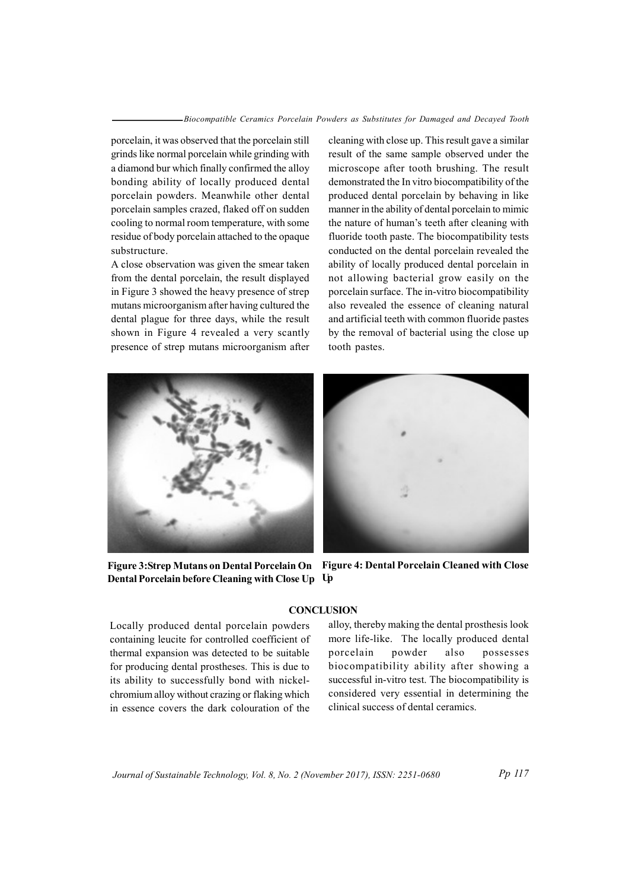porcelain, it was observed that the porcelain still grinds like normal porcelain while grinding with a diamond bur which finally confirmed the alloy bonding ability of locally produced dental porcelain powders. Meanwhile other dental porcelain samples crazed, flaked off on sudden cooling to normal room temperature, with some residue of body porcelain attached to the opaque substructure.

A close observation was given the smear taken from the dental porcelain, the result displayed in Figure 3 showed the heavy presence of strep mutans microorganism after having cultured the dental plague for three days, while the result shown in Figure 4 revealed a very scantly presence of strep mutans microorganism after cleaning with close up. This result gave a similar result of the same sample observed under the microscope after tooth brushing. The result demonstrated the In vitro biocompatibility of the produced dental porcelain by behaving in like manner in the ability of dental porcelain to mimic the nature of human's teeth after cleaning with fluoride tooth paste. The biocompatibility tests conducted on the dental porcelain revealed the ability of locally produced dental porcelain in not allowing bacterial grow easily on the porcelain surface. The in-vitro biocompatibility also revealed the essence of cleaning natural and artificial teeth with common fluoride pastes by the removal of bacterial using the close up tooth pastes.

**Figure 3:Strep Mutans on Dental Porcelain On Dental Porcelain before Cleaning with Close Up**

**Figure 4: Dental Porcelain Cleaned with Close Up**

## CONCLUSION

Locally produced dental porcelain powders containing leucite for controlled coefficient of thermal expansion was detected to be suitable for producing dental prostheses. This is due to its ability to successfully bond with nickel-chromium alloy without crazing or flaking which in essence covers the dark colouration of the alloy, thereby making the dental prosthesis look more life-like. The locally produced dental porcelain powder also possesses biocompatibility ability after showing a successful in-vitro test. The biocompatibility is considered very essential in determining the clinical success of dental ceramics.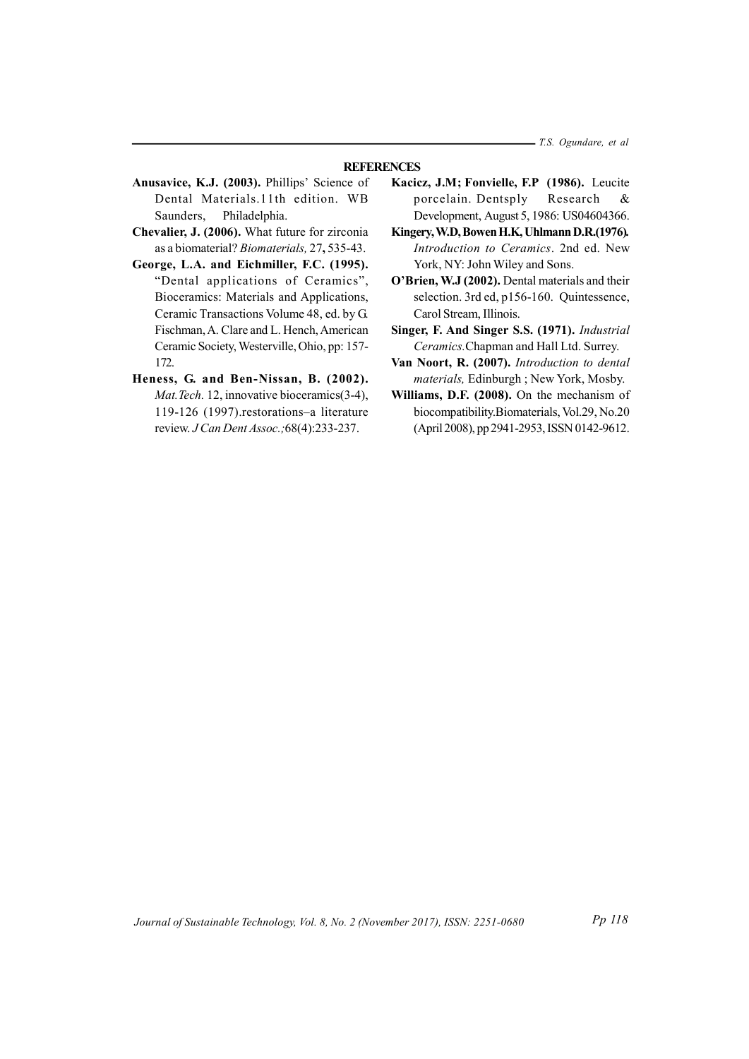## REFERENCES

**Anusavice, K.J. (2003).** Phillips' Science of Dental Materials.11th edition. WB Saunders, Philadelphia.

**Chevalier, J. (2006).** What future for zirconia as a biomaterial? *Biomaterials,* 27**,** 535-43.

**George, L.A. and Eichmiller, F.C. (1995).** "Dental applications of Ceramics", Bioceramics: Materials and Applications, Ceramic Transactions Volume 48, ed. by G. Fischman, A. Clare and L. Hench, American Ceramic Society, Westerville, Ohio, pp: 157-172.

**Heness, G. and Ben-Nissan, B. (2002).** *Mat.Tech.* 12, innovative bioceramics(3-4), 119-126 (1997).restorations–a literature review. *J Can Dent Assoc.;*68(4):233-237.

**Kacicz, J.M; Fonvielle, F.P (1986).** Leucite porcelain. Dentsply Research & Development, August 5, 1986: US04604366.

**Kingery, W.D, Bowen H.K, Uhlmann D.R.(1976).** *Introduction to Ceramics*. 2nd ed. New York, NY: John Wiley and Sons.

**O'Brien, W.J (2002).** Dental materials and their selection. 3rd ed, p156-160. Quintessence, Carol Stream, Illinois.

**Singer, F. And Singer S.S. (1971).** *Industrial Ceramics.*Chapman and Hall Ltd. Surrey.

**Van Noort, R. (2007).** *Introduction to dental materials,* Edinburgh ; New York, Mosby.

**Williams, D.F. (2008).** On the mechanism of biocompatibility.Biomaterials, Vol.29, No.20 (April 2008), pp 2941-2953, ISSN 0142-9612.